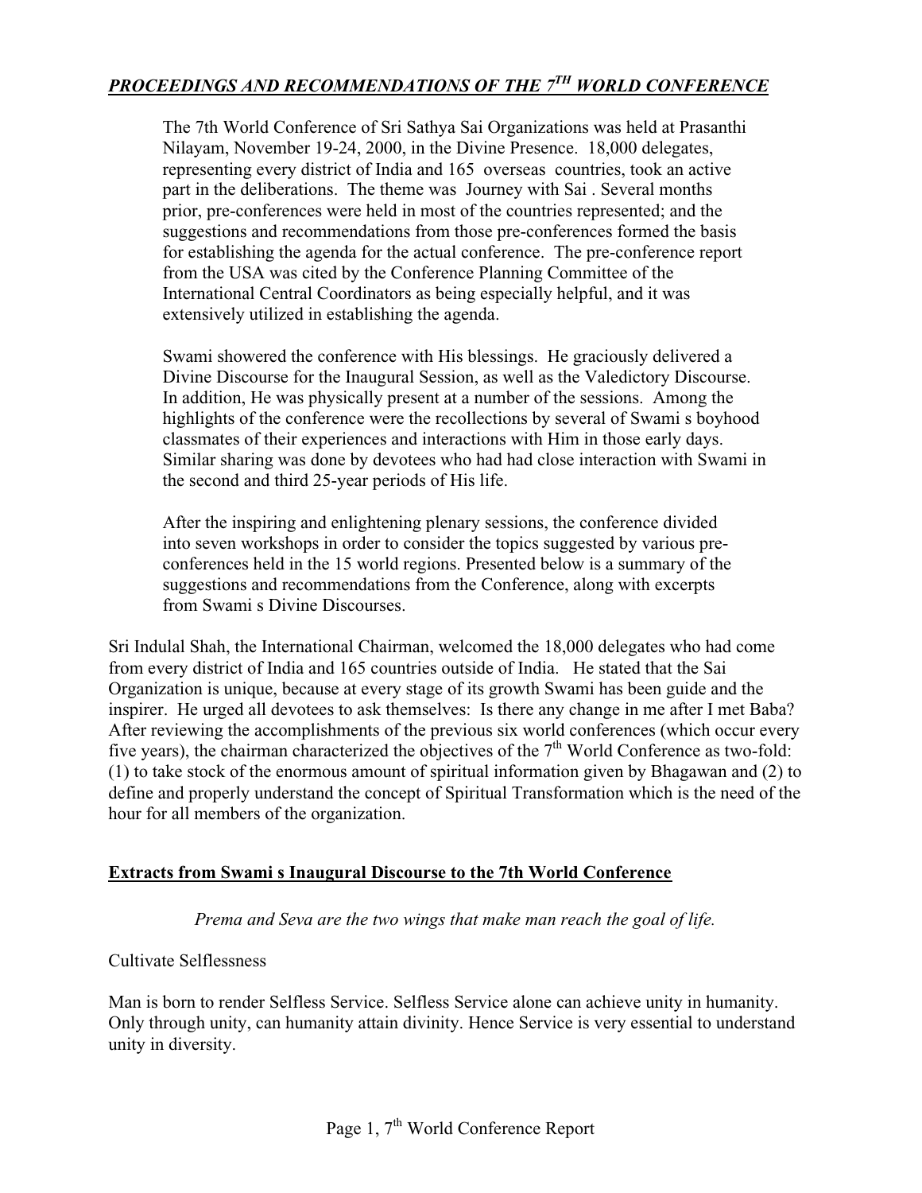## *PROCEEDINGS AND RECOMMENDATIONS OF THE 7TH WORLD CONFERENCE*

The 7th World Conference of Sri Sathya Sai Organizations was held at Prasanthi Nilayam, November 19-24, 2000, in the Divine Presence. 18,000 delegates, representing every district of India and 165 overseas countries, took an active part in the deliberations. The theme was Journey with Sai . Several months prior, pre-conferences were held in most of the countries represented; and the suggestions and recommendations from those pre-conferences formed the basis for establishing the agenda for the actual conference. The pre-conference report from the USA was cited by the Conference Planning Committee of the International Central Coordinators as being especially helpful, and it was extensively utilized in establishing the agenda.

Swami showered the conference with His blessings. He graciously delivered a Divine Discourse for the Inaugural Session, as well as the Valedictory Discourse. In addition, He was physically present at a number of the sessions. Among the highlights of the conference were the recollections by several of Swami s boyhood classmates of their experiences and interactions with Him in those early days. Similar sharing was done by devotees who had had close interaction with Swami in the second and third 25-year periods of His life.

After the inspiring and enlightening plenary sessions, the conference divided into seven workshops in order to consider the topics suggested by various pre-conferences held in the 15 world regions. Presented below is a summary of the suggestions and recommendations from the Conference, along with excerpts from Swami s Divine Discourses.

Sri Indulal Shah, the International Chairman, welcomed the 18,000 delegates who had come from every district of India and 165 countries outside of India. He stated that the Sai Organization is unique, because at every stage of its growth Swami has been guide and the inspirer. He urged all devotees to ask themselves: Is there any change in me after I met Baba? After reviewing the accomplishments of the previous six world conferences (which occur every five years), the chairman characterized the objectives of the 7th World Conference as two-fold: (1) to take stock of the enormous amount of spiritual information given by Bhagawan and (2) to define and properly understand the concept of Spiritual Transformation which is the need of the hour for all members of the organization.

**Extracts from Swami s Inaugural Discourse to the 7th World Conference**

*Prema and Seva are the two wings that make man reach the goal of life.*

Cultivate Selflessness

Man is born to render Selfless Service. Selfless Service alone can achieve unity in humanity. Only through unity, can humanity attain divinity. Hence Service is very essential to understand unity in diversity.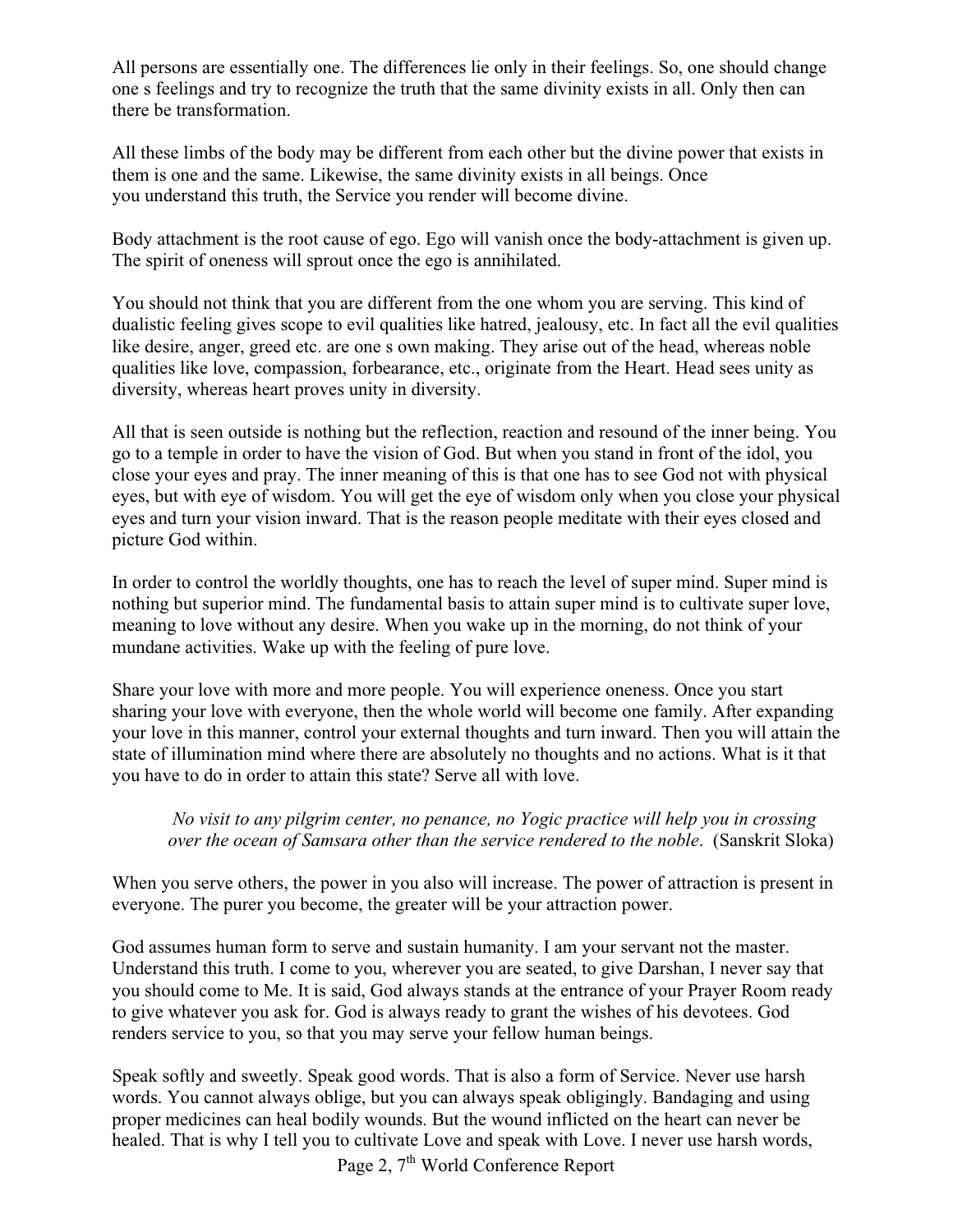All persons are essentially one. The differences lie only in their feelings. So, one should change one s feelings and try to recognize the truth that the same divinity exists in all. Only then can there be transformation.

All these limbs of the body may be different from each other but the divine power that exists in them is one and the same. Likewise, the same divinity exists in all beings. Once you understand this truth, the Service you render will become divine.

Body attachment is the root cause of ego. Ego will vanish once the body-attachment is given up. The spirit of oneness will sprout once the ego is annihilated.

You should not think that you are different from the one whom you are serving. This kind of dualistic feeling gives scope to evil qualities like hatred, jealousy, etc. In fact all the evil qualities like desire, anger, greed etc. are one s own making. They arise out of the head, whereas noble qualities like love, compassion, forbearance, etc., originate from the Heart. Head sees unity as diversity, whereas heart proves unity in diversity.

All that is seen outside is nothing but the reflection, reaction and resound of the inner being. You go to a temple in order to have the vision of God. But when you stand in front of the idol, you close your eyes and pray. The inner meaning of this is that one has to see God not with physical eyes, but with eye of wisdom. You will get the eye of wisdom only when you close your physical eyes and turn your vision inward. That is the reason people meditate with their eyes closed and picture God within.

In order to control the worldly thoughts, one has to reach the level of super mind. Super mind is nothing but superior mind. The fundamental basis to attain super mind is to cultivate super love, meaning to love without any desire. When you wake up in the morning, do not think of your mundane activities. Wake up with the feeling of pure love.

Share your love with more and more people. You will experience oneness. Once you start sharing your love with everyone, then the whole world will become one family. After expanding your love in this manner, control your external thoughts and turn inward. Then you will attain the state of illumination mind where there are absolutely no thoughts and no actions. What is it that you have to do in order to attain this state? Serve all with love.

> *No visit to any pilgrim center, no penance, no Yogic practice will help you in crossing over the ocean of Samsara other than the service rendered to the noble*. (Sanskrit Sloka)

When you serve others, the power in you also will increase. The power of attraction is present in everyone. The purer you become, the greater will be your attraction power.

God assumes human form to serve and sustain humanity. I am your servant not the master. Understand this truth. I come to you, wherever you are seated, to give Darshan, I never say that you should come to Me. It is said, God always stands at the entrance of your Prayer Room ready to give whatever you ask for. God is always ready to grant the wishes of his devotees. God renders service to you, so that you may serve your fellow human beings.

Speak softly and sweetly. Speak good words. That is also a form of Service. Never use harsh words. You cannot always oblige, but you can always speak obligingly. Bandaging and using proper medicines can heal bodily wounds. But the wound inflicted on the heart can never be healed. That is why I tell you to cultivate Love and speak with Love. I never use harsh words,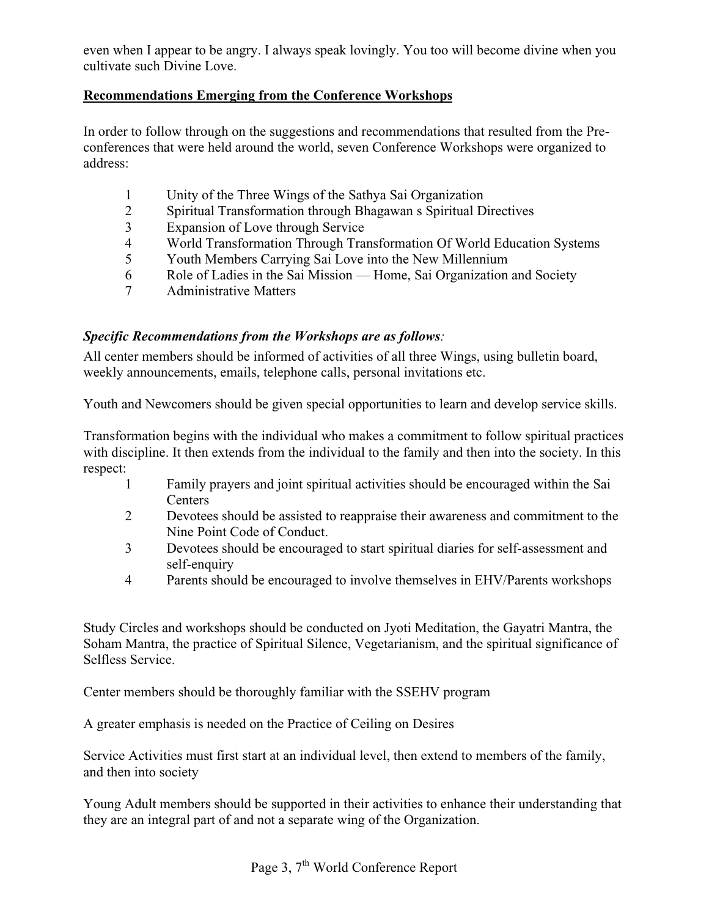even when I appear to be angry. I always speak lovingly. You too will become divine when you cultivate such Divine Love.

**Recommendations Emerging from the Conference Workshops**

In order to follow through on the suggestions and recommendations that resulted from the Pre-conferences that were held around the world, seven Conference Workshops were organized to address:

1. Unity of the Three Wings of the Sathya Sai Organization
2. Spiritual Transformation through Bhagawan s Spiritual Directives
3. Expansion of Love through Service
4. World Transformation Through Transformation Of World Education Systems
5. Youth Members Carrying Sai Love into the New Millennium
6. Role of Ladies in the Sai Mission — Home, Sai Organization and Society
7. Administrative Matters

***Specific Recommendations from the Workshops are as follows**:*

All center members should be informed of activities of all three Wings, using bulletin board, weekly announcements, emails, telephone calls, personal invitations etc.

Youth and Newcomers should be given special opportunities to learn and develop service skills.

Transformation begins with the individual who makes a commitment to follow spiritual practices with discipline. It then extends from the individual to the family and then into the society. In this respect:

1. Family prayers and joint spiritual activities should be encouraged within the Sai Centers
2. Devotees should be assisted to reappraise their awareness and commitment to the Nine Point Code of Conduct.
3. Devotees should be encouraged to start spiritual diaries for self-assessment and self-enquiry
4. Parents should be encouraged to involve themselves in EHV/Parents workshops

Study Circles and workshops should be conducted on Jyoti Meditation, the Gayatri Mantra, the Soham Mantra, the practice of Spiritual Silence, Vegetarianism, and the spiritual significance of Selfless Service.

Center members should be thoroughly familiar with the SSEHV program

A greater emphasis is needed on the Practice of Ceiling on Desires

Service Activities must first start at an individual level, then extend to members of the family, and then into society

Young Adult members should be supported in their activities to enhance their understanding that they are an integral part of and not a separate wing of the Organization.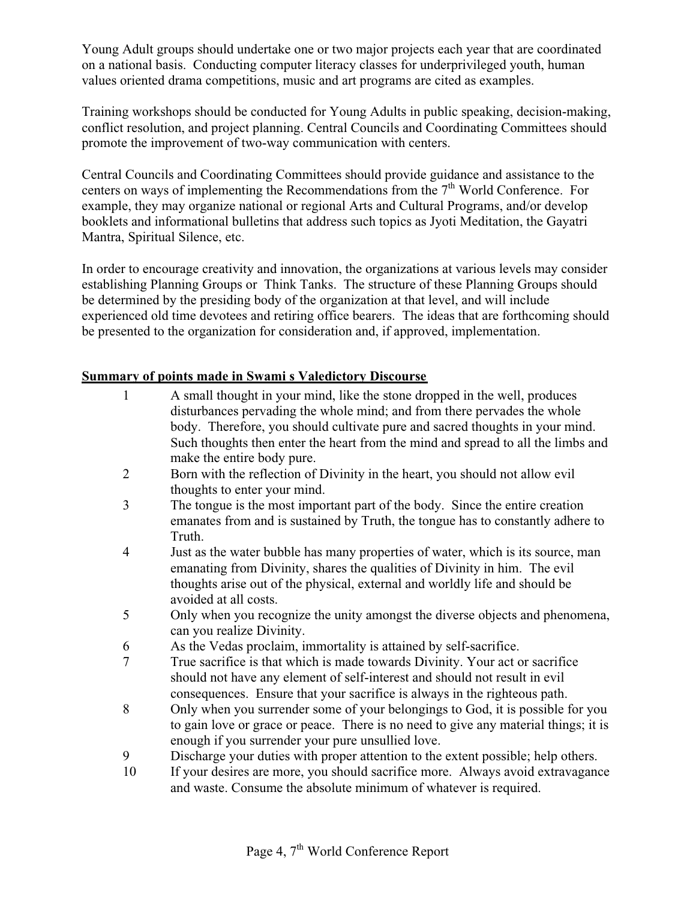Young Adult groups should undertake one or two major projects each year that are coordinated on a national basis. Conducting computer literacy classes for underprivileged youth, human values oriented drama competitions, music and art programs are cited as examples.

Training workshops should be conducted for Young Adults in public speaking, decision-making, conflict resolution, and project planning. Central Councils and Coordinating Committees should promote the improvement of two-way communication with centers.

Central Councils and Coordinating Committees should provide guidance and assistance to the centers on ways of implementing the Recommendations from the 7th World Conference. For example, they may organize national or regional Arts and Cultural Programs, and/or develop booklets and informational bulletins that address such topics as Jyoti Meditation, the Gayatri Mantra, Spiritual Silence, etc.

In order to encourage creativity and innovation, the organizations at various levels may consider establishing Planning Groups or Think Tanks. The structure of these Planning Groups should be determined by the presiding body of the organization at that level, and will include experienced old time devotees and retiring office bearers. The ideas that are forthcoming should be presented to the organization for consideration and, if approved, implementation.

**<u>Summary of points made in Swami s Valedictory Discourse</u>**

1. A small thought in your mind, like the stone dropped in the well, produces disturbances pervading the whole mind; and from there pervades the whole body. Therefore, you should cultivate pure and sacred thoughts in your mind. Such thoughts then enter the heart from the mind and spread to all the limbs and make the entire body pure.
2. Born with the reflection of Divinity in the heart, you should not allow evil thoughts to enter your mind.
3. The tongue is the most important part of the body. Since the entire creation emanates from and is sustained by Truth, the tongue has to constantly adhere to Truth.
4. Just as the water bubble has many properties of water, which is its source, man emanating from Divinity, shares the qualities of Divinity in him. The evil thoughts arise out of the physical, external and worldly life and should be avoided at all costs.
5. Only when you recognize the unity amongst the diverse objects and phenomena, can you realize Divinity.
6. As the Vedas proclaim, immortality is attained by self-sacrifice.
7. True sacrifice is that which is made towards Divinity. Your act or sacrifice should not have any element of self-interest and should not result in evil consequences. Ensure that your sacrifice is always in the righteous path.
8. Only when you surrender some of your belongings to God, it is possible for you to gain love or grace or peace. There is no need to give any material things; it is enough if you surrender your pure unsullied love.
9. Discharge your duties with proper attention to the extent possible; help others.
10. If your desires are more, you should sacrifice more. Always avoid extravagance and waste. Consume the absolute minimum of whatever is required.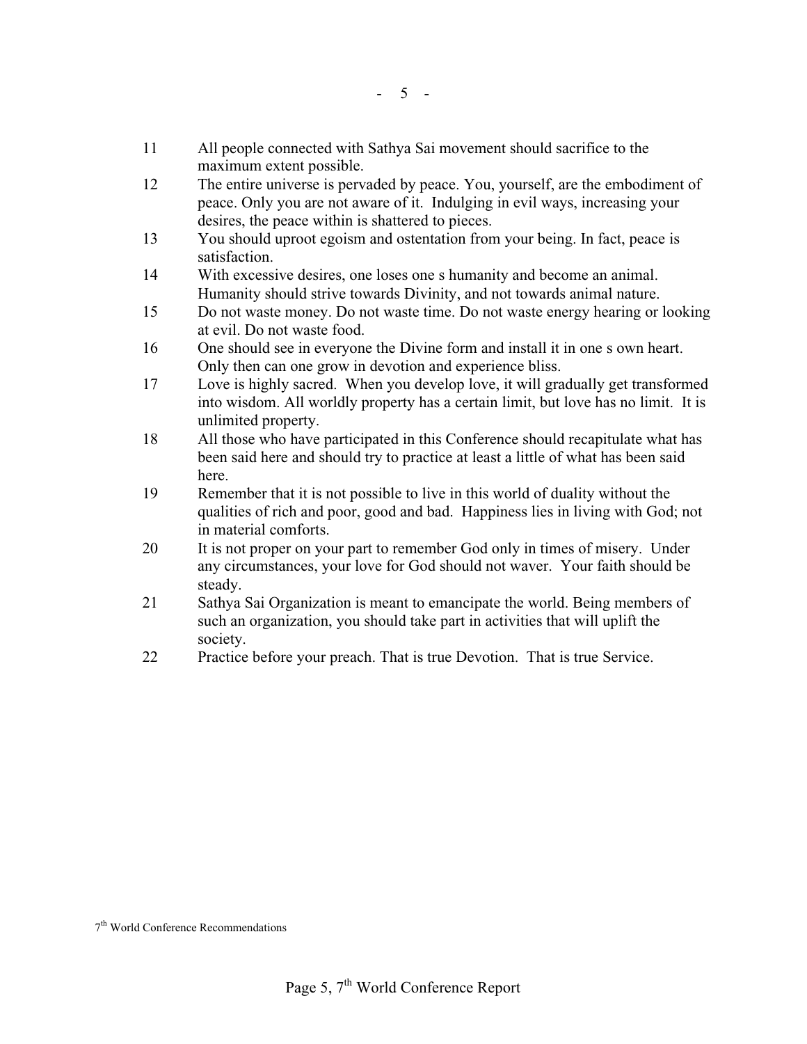11 All people connected with Sathya Sai movement should sacrifice to the maximum extent possible.

12 The entire universe is pervaded by peace. You, yourself, are the embodiment of peace. Only you are not aware of it. Indulging in evil ways, increasing your desires, the peace within is shattered to pieces.

13 You should uproot egoism and ostentation from your being. In fact, peace is satisfaction.

14 With excessive desires, one loses one s humanity and become an animal. Humanity should strive towards Divinity, and not towards animal nature.

15 Do not waste money. Do not waste time. Do not waste energy hearing or looking at evil. Do not waste food.

16 One should see in everyone the Divine form and install it in one s own heart. Only then can one grow in devotion and experience bliss.

17 Love is highly sacred. When you develop love, it will gradually get transformed into wisdom. All worldly property has a certain limit, but love has no limit. It is unlimited property.

18 All those who have participated in this Conference should recapitulate what has been said here and should try to practice at least a little of what has been said here.

19 Remember that it is not possible to live in this world of duality without the qualities of rich and poor, good and bad. Happiness lies in living with God; not in material comforts.

20 It is not proper on your part to remember God only in times of misery. Under any circumstances, your love for God should not waver. Your faith should be steady.

21 Sathya Sai Organization is meant to emancipate the world. Being members of such an organization, you should take part in activities that will uplift the society.

22 Practice before your preach. That is true Devotion. That is true Service.